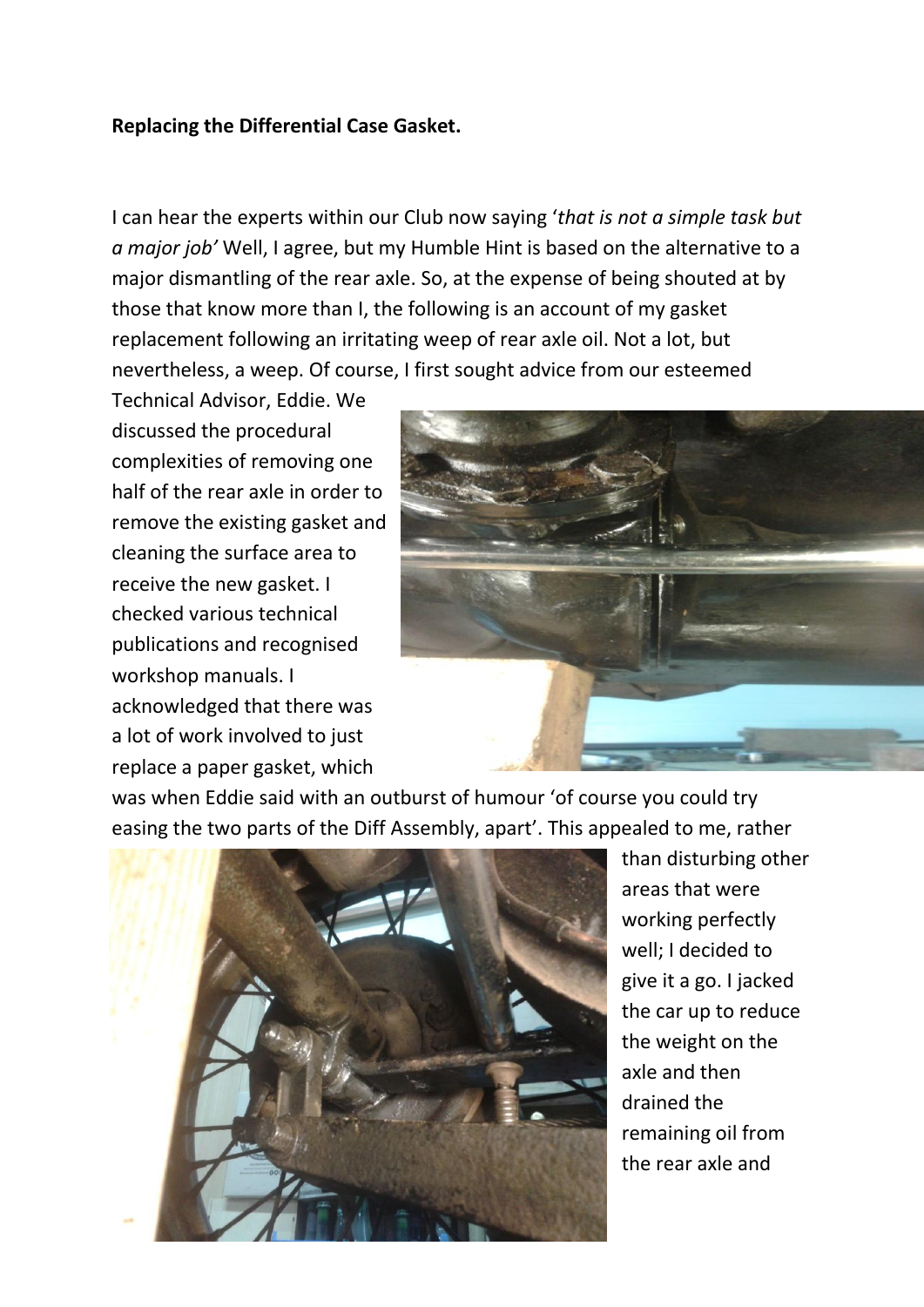**Replacing the Differential Case Gasket.**

I can hear the experts within our Club now saying '*that is not a simple task but a major job'* Well, I agree, but my Humble Hint is based on the alternative to a major dismantling of the rear axle. So, at the expense of being shouted at by those that know more than I, the following is an account of my gasket replacement following an irritating weep of rear axle oil. Not a lot, but nevertheless, a weep. Of course, I first sought advice from our esteemed Technical Advisor, Eddie. We discussed the procedural complexities of removing one half of the rear axle in order to remove the existing gasket and cleaning the surface area to receive the new gasket. I checked various technical publications and recognised workshop manuals. I acknowledged that there was a lot of work involved to just replace a paper gasket, which was when Eddie said with an outburst of humour 'of course you could try easing the two parts of the Diff Assembly, apart'. This appealed to me, rather than disturbing other areas that were working perfectly well; I decided to give it a go. I jacked the car up to reduce the weight on the axle and then drained the remaining oil from the rear axle and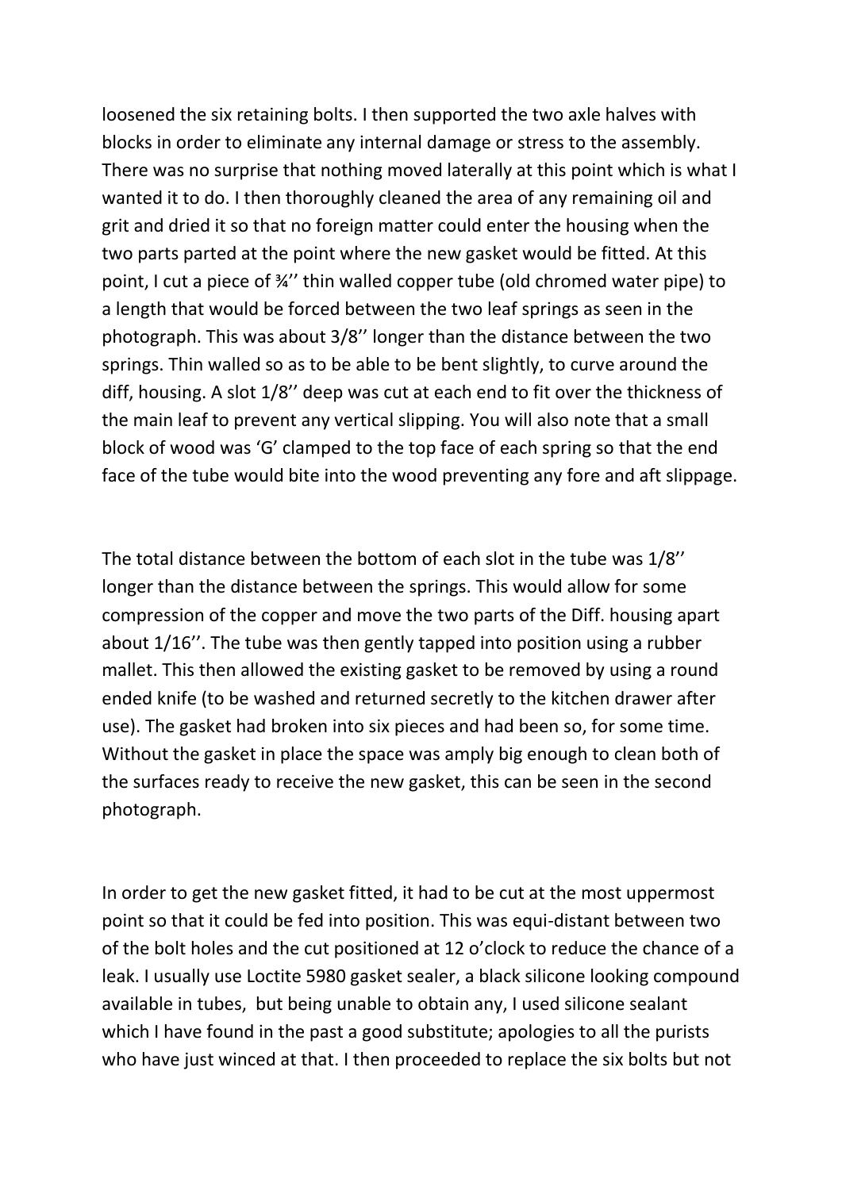loosened the six retaining bolts. I then supported the two axle halves with blocks in order to eliminate any internal damage or stress to the assembly. There was no surprise that nothing moved laterally at this point which is what I wanted it to do. I then thoroughly cleaned the area of any remaining oil and grit and dried it so that no foreign matter could enter the housing when the two parts parted at the point where the new gasket would be fitted. At this point, I cut a piece of ¾'' thin walled copper tube (old chromed water pipe) to a length that would be forced between the two leaf springs as seen in the photograph. This was about 3/8'' longer than the distance between the two springs. Thin walled so as to be able to be bent slightly, to curve around the diff, housing. A slot 1/8'' deep was cut at each end to fit over the thickness of the main leaf to prevent any vertical slipping. You will also note that a small block of wood was 'G' clamped to the top face of each spring so that the end face of the tube would bite into the wood preventing any fore and aft slippage.

The total distance between the bottom of each slot in the tube was 1/8'' longer than the distance between the springs. This would allow for some compression of the copper and move the two parts of the Diff. housing apart about 1/16''. The tube was then gently tapped into position using a rubber mallet. This then allowed the existing gasket to be removed by using a round ended knife (to be washed and returned secretly to the kitchen drawer after use). The gasket had broken into six pieces and had been so, for some time. Without the gasket in place the space was amply big enough to clean both of the surfaces ready to receive the new gasket, this can be seen in the second photograph.

In order to get the new gasket fitted, it had to be cut at the most uppermost point so that it could be fed into position. This was equi-distant between two of the bolt holes and the cut positioned at 12 o'clock to reduce the chance of a leak. I usually use Loctite 5980 gasket sealer, a black silicone looking compound available in tubes, but being unable to obtain any, I used silicone sealant which I have found in the past a good substitute; apologies to all the purists who have just winced at that. I then proceeded to replace the six bolts but not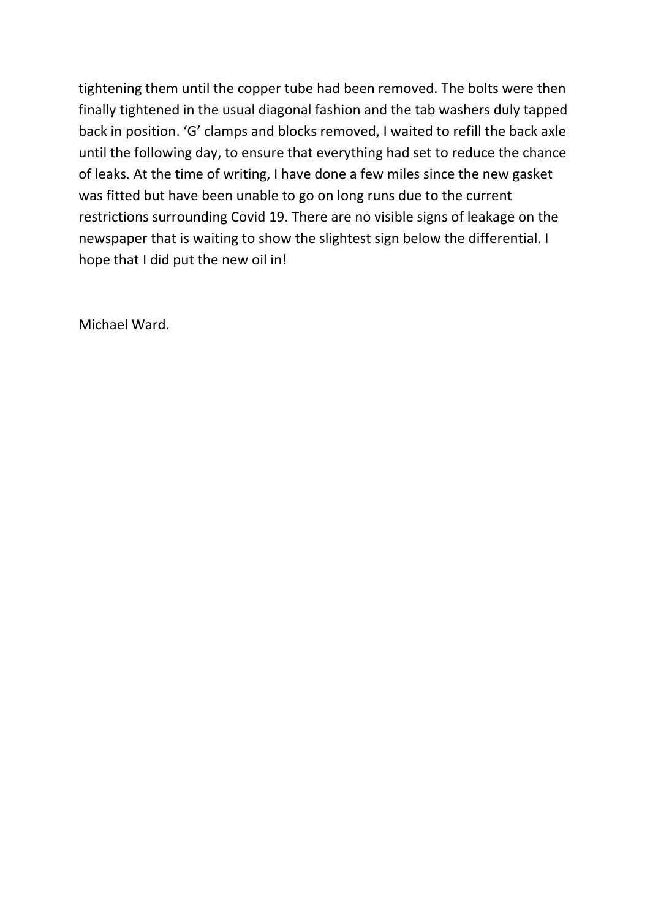tightening them until the copper tube had been removed. The bolts were then finally tightened in the usual diagonal fashion and the tab washers duly tapped back in position. 'G' clamps and blocks removed, I waited to refill the back axle until the following day, to ensure that everything had set to reduce the chance of leaks. At the time of writing, I have done a few miles since the new gasket was fitted but have been unable to go on long runs due to the current restrictions surrounding Covid 19. There are no visible signs of leakage on the newspaper that is waiting to show the slightest sign below the differential. I hope that I did put the new oil in!

Michael Ward.